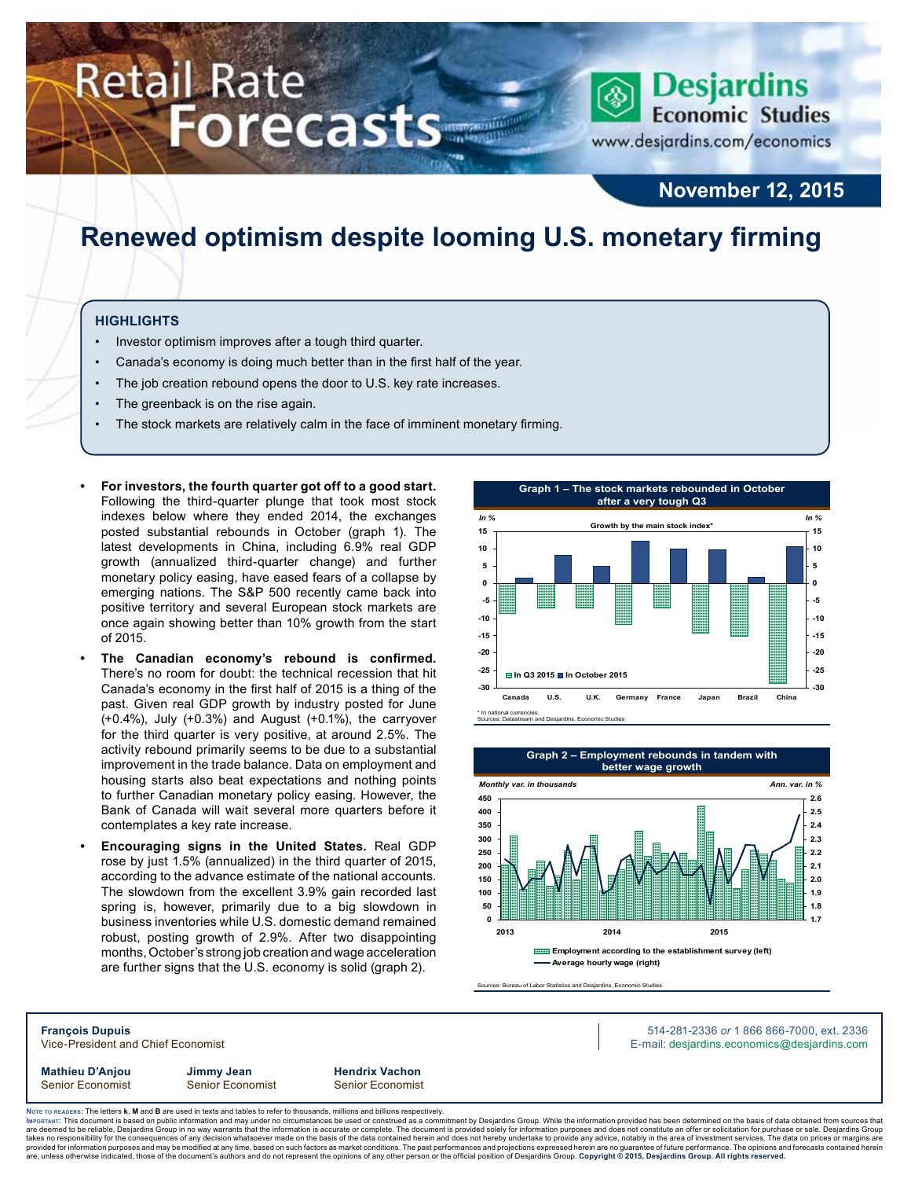# Retail Rate Forecasts

Desjardins Economic Studies
www.desjardins.com/economics

**November 12, 2015**

# Renewed optimism despite looming U.S. monetary firming

## HIGHLIGHTS

- Investor optimism improves after a tough third quarter.
- Canada's economy is doing much better than in the first half of the year.
- The job creation rebound opens the door to U.S. key rate increases.
- The greenback is on the rise again.
- The stock markets are relatively calm in the face of imminent monetary firming.

- **For investors, the fourth quarter got off to a good start.** Following the third-quarter plunge that took most stock indexes below where they ended 2014, the exchanges posted substantial rebounds in October (graph 1). The latest developments in China, including 6.9% real GDP growth (annualized third-quarter change) and further monetary policy easing, have eased fears of a collapse by emerging nations. The S&P 500 recently came back into positive territory and several European stock markets are once again showing better than 10% growth from the start of 2015.
- **The Canadian economy's rebound is confirmed.** There's no room for doubt: the technical recession that hit Canada's economy in the first half of 2015 is a thing of the past. Given real GDP growth by industry posted for June (+0.4%), July (+0.3%) and August (+0.1%), the carryover for the third quarter is very positive, at around 2.5%. The activity rebound primarily seems to be due to a substantial improvement in the trade balance. Data on employment and housing starts also beat expectations and nothing points to further Canadian monetary policy easing. However, the Bank of Canada will wait several more quarters before it contemplates a key rate increase.
- **Encouraging signs in the United States.** Real GDP rose by just 1.5% (annualized) in the third quarter of 2015, according to the advance estimate of the national accounts. The slowdown from the excellent 3.9% gain recorded last spring is, however, primarily due to a big slowdown in business inventories while U.S. domestic demand remained robust, posting growth of 2.9%. After two disappointing months, October's strong job creation and wage acceleration are further signs that the U.S. economy is solid (graph 2).

**Graph 1 – The stock markets rebounded in October after a very tough Q3**

Growth by the main stock index* (In %) — In Q3 2015 / In October 2015 — Canada, U.S., U.K., Germany, France, Japan, Brazil, China

\* In national currencies.
Sources: Datastream and Desjardins, Economic Studies

**Graph 2 – Employment rebounds in tandem with better wage growth**

Employment according to the establishment survey (left, monthly var. in thousands); Average hourly wage (right, ann. var. in %) — 2013 to 2015

Sources: Bureau of Labor Statistics and Desjardins, Economic Studies

**François Dupuis**
Vice-President and Chief Economist

514-281-2336 *or* 1 866 866-7000, ext. 2336
E-mail: desjardins.economics@desjardins.com

**Mathieu D'Anjou**
Senior Economist

**Jimmy Jean**
Senior Economist

**Hendrix Vachon**
Senior Economist

Note to readers: The letters **k**, **M** and **B** are used in texts and tables to refer to thousands, millions and billions respectively.
Important: This document is based on public information and may under no circumstances be used or construed as a commitment by Desjardins Group. While the information provided has been determined on the basis of data obtained from sources that are deemed to be reliable, Desjardins Group in no way warrants that the information is accurate or complete. The document is provided solely for information purposes and does not constitute an offer or solicitation for purchase or sale. Desjardins Group takes no responsibility for the consequences of any decision whatsoever made on the basis of the data contained herein and does not hereby undertake to provide any advice, notably in the area of investment services. The data on prices or margins are provided for information purposes and may be modified at any time, based on such factors as market conditions. The past performances and projections expressed herein are no guarantee of future performance. The opinions and forecasts contained herein are, unless otherwise indicated, those of the document's authors and do not represent the opinions of any other person or the official position of Desjardins Group. **Copyright © 2015, Desjardins Group. All rights reserved.**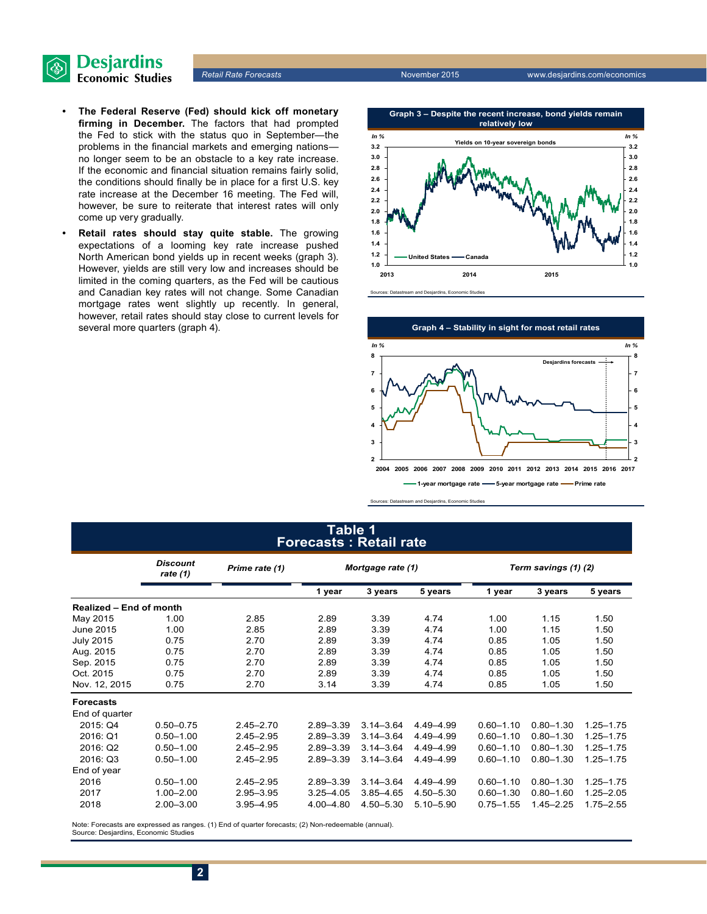- **The Federal Reserve (Fed) should kick off monetary firming in December.** The factors that had prompted the Fed to stick with the status quo in September—the problems in the financial markets and emerging nations—no longer seem to be an obstacle to a key rate increase. If the economic and financial situation remains fairly solid, the conditions should finally be in place for a first U.S. key rate increase at the December 16 meeting. The Fed will, however, be sure to reiterate that interest rates will only come up very gradually.
- **Retail rates should stay quite stable.** The growing expectations of a looming key rate increase pushed North American bond yields up in recent weeks (graph 3). However, yields are still very low and increases should be limited in the coming quarters, as the Fed will be cautious and Canadian key rates will not change. Some Canadian mortgage rates went slightly up recently. In general, however, retail rates should stay close to current levels for several more quarters (graph 4).

**Graph 3 – Despite the recent increase, bond yields remain relatively low**

Sources: Datastream and Desjardins, Economic Studies

**Graph 4 – Stability in sight for most retail rates**

Sources: Datastream and Desjardins, Economic Studies

## Table 1
## Forecasts : Retail rate

| | *Discount rate (1)* | *Prime rate (1)* | *Mortgage rate (1)* | | | *Term savings (1) (2)* | | |
|---|---|---|---|---|---|---|---|---|
| | | | 1 year | 3 years | 5 years | 1 year | 3 years | 5 years |
| **Realized – End of month** | | | | | | | | |
| May 2015 | 1.00 | 2.85 | 2.89 | 3.39 | 4.74 | 1.00 | 1.15 | 1.50 |
| June 2015 | 1.00 | 2.85 | 2.89 | 3.39 | 4.74 | 1.00 | 1.15 | 1.50 |
| July 2015 | 0.75 | 2.70 | 2.89 | 3.39 | 4.74 | 0.85 | 1.05 | 1.50 |
| Aug. 2015 | 0.75 | 2.70 | 2.89 | 3.39 | 4.74 | 0.85 | 1.05 | 1.50 |
| Sep. 2015 | 0.75 | 2.70 | 2.89 | 3.39 | 4.74 | 0.85 | 1.05 | 1.50 |
| Oct. 2015 | 0.75 | 2.70 | 2.89 | 3.39 | 4.74 | 0.85 | 1.05 | 1.50 |
| Nov. 12, 2015 | 0.75 | 2.70 | 3.14 | 3.39 | 4.74 | 0.85 | 1.05 | 1.50 |
| **Forecasts** | | | | | | | | |
| End of quarter | | | | | | | | |
| 2015: Q4 | 0.50–0.75 | 2.45–2.70 | 2.89–3.39 | 3.14–3.64 | 4.49–4.99 | 0.60–1.10 | 0.80–1.30 | 1.25–1.75 |
| 2016: Q1 | 0.50–1.00 | 2.45–2.95 | 2.89–3.39 | 3.14–3.64 | 4.49–4.99 | 0.60–1.10 | 0.80–1.30 | 1.25–1.75 |
| 2016: Q2 | 0.50–1.00 | 2.45–2.95 | 2.89–3.39 | 3.14–3.64 | 4.49–4.99 | 0.60–1.10 | 0.80–1.30 | 1.25–1.75 |
| 2016: Q3 | 0.50–1.00 | 2.45–2.95 | 2.89–3.39 | 3.14–3.64 | 4.49–4.99 | 0.60–1.10 | 0.80–1.30 | 1.25–1.75 |
| End of year | | | | | | | | |
| 2016 | 0.50–1.00 | 2.45–2.95 | 2.89–3.39 | 3.14–3.64 | 4.49–4.99 | 0.60–1.10 | 0.80–1.30 | 1.25–1.75 |
| 2017 | 1.00–2.00 | 2.95–3.95 | 3.25–4.05 | 3.85–4.65 | 4.50–5.30 | 0.60–1.30 | 0.80–1.60 | 1.25–2.05 |
| 2018 | 2.00–3.00 | 3.95–4.95 | 4.00–4.80 | 4.50–5.30 | 5.10–5.90 | 0.75–1.55 | 1.45–2.25 | 1.75–2.55 |

Note: Forecasts are expressed as ranges. (1) End of quarter forecasts; (2) Non-redeemable (annual).
Source: Desjardins, Economic Studies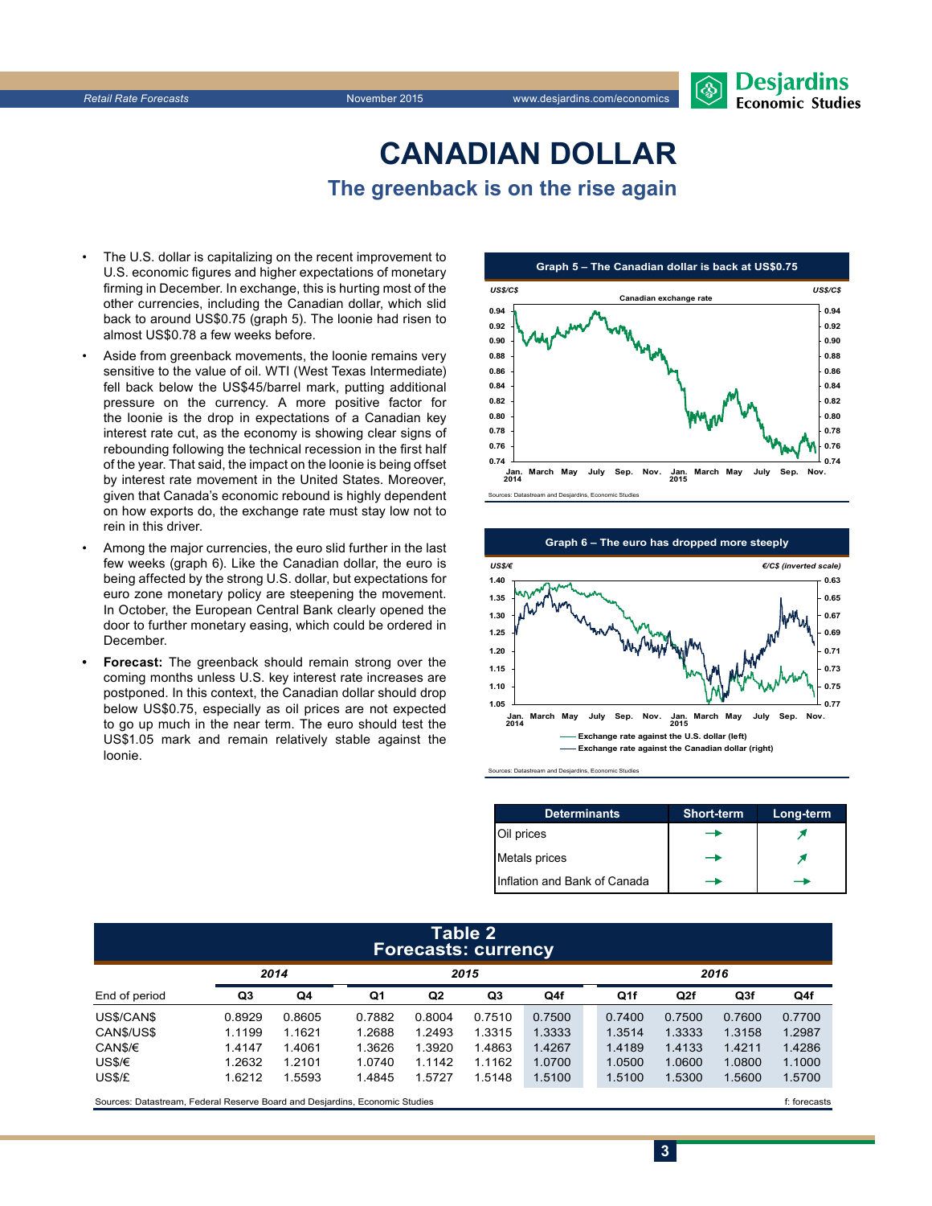# CANADIAN DOLLAR

## The greenback is on the rise again

- The U.S. dollar is capitalizing on the recent improvement to U.S. economic figures and higher expectations of monetary firming in December. In exchange, this is hurting most of the other currencies, including the Canadian dollar, which slid back to around US$0.75 (graph 5). The loonie had risen to almost US$0.78 a few weeks before.
- Aside from greenback movements, the loonie remains very sensitive to the value of oil. WTI (West Texas Intermediate) fell back below the US$45/barrel mark, putting additional pressure on the currency. A more positive factor for the loonie is the drop in expectations of a Canadian key interest rate cut, as the economy is showing clear signs of rebounding following the technical recession in the first half of the year. That said, the impact on the loonie is being offset by interest rate movement in the United States. Moreover, given that Canada's economic rebound is highly dependent on how exports do, the exchange rate must stay low not to rein in this driver.
- Among the major currencies, the euro slid further in the last few weeks (graph 6). Like the Canadian dollar, the euro is being affected by the strong U.S. dollar, but expectations for euro zone monetary policy are steepening the movement. In October, the European Central Bank clearly opened the door to further monetary easing, which could be ordered in December.
- **Forecast:** The greenback should remain strong over the coming months unless U.S. key interest rate increases are postponed. In this context, the Canadian dollar should drop below US$0.75, especially as oil prices are not expected to go up much in the near term. The euro should test the US$1.05 mark and remain relatively stable against the loonie.

**Graph 5 – The Canadian dollar is back at US$0.75**

Sources: Datastream and Desjardins, Economic Studies

**Graph 6 – The euro has dropped more steeply**

Sources: Datastream and Desjardins, Economic Studies

| Determinants | Short-term | Long-term |
|---|---|---|
| Oil prices | → | ↗ |
| Metals prices | → | ↗ |
| Inflation and Bank of Canada | → | → |

**Table 2**
**Forecasts: currency**

| | 2014 | | 2015 | | | | 2016 | | | |
|---|---|---|---|---|---|---|---|---|---|---|
| End of period | Q3 | Q4 | Q1 | Q2 | Q3 | Q4f | Q1f | Q2f | Q3f | Q4f |
| US$/CAN$ | 0.8929 | 0.8605 | 0.7882 | 0.8004 | 0.7510 | 0.7500 | 0.7400 | 0.7500 | 0.7600 | 0.7700 |
| CAN$/US$ | 1.1199 | 1.1621 | 1.2688 | 1.2493 | 1.3315 | 1.3333 | 1.3514 | 1.3333 | 1.3158 | 1.2987 |
| CAN$/€ | 1.4147 | 1.4061 | 1.3626 | 1.3920 | 1.4863 | 1.4267 | 1.4189 | 1.4133 | 1.4211 | 1.4286 |
| US$/€ | 1.2632 | 1.2101 | 1.0740 | 1.1142 | 1.1162 | 1.0700 | 1.0500 | 1.0600 | 1.0800 | 1.1000 |
| US$/£ | 1.6212 | 1.5593 | 1.4845 | 1.5727 | 1.5148 | 1.5100 | 1.5100 | 1.5300 | 1.5600 | 1.5700 |

Sources: Datastream, Federal Reserve Board and Desjardins, Economic Studies — f: forecasts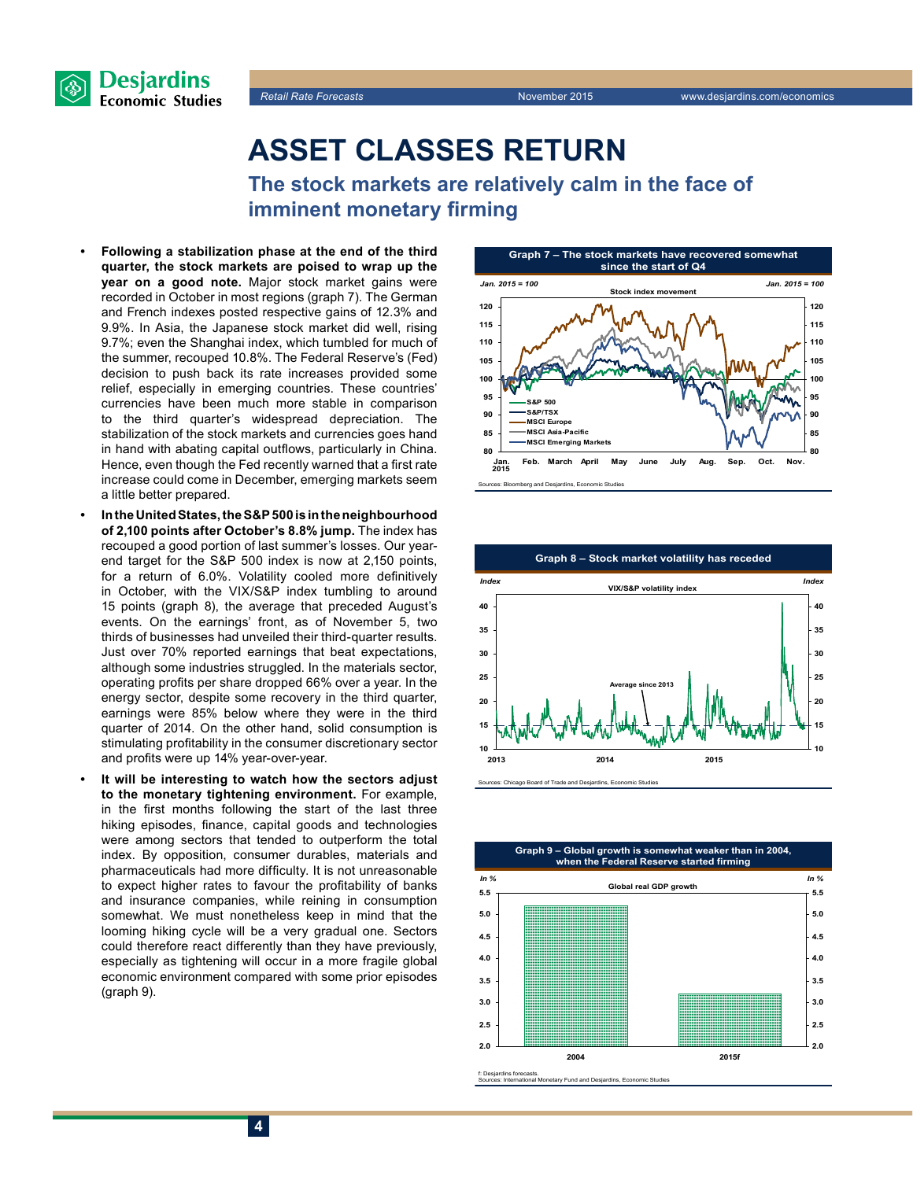# ASSET CLASSES RETURN

## The stock markets are relatively calm in the face of imminent monetary firming

- **Following a stabilization phase at the end of the third quarter, the stock markets are poised to wrap up the year on a good note.** Major stock market gains were recorded in October in most regions (graph 7). The German and French indexes posted respective gains of 12.3% and 9.9%. In Asia, the Japanese stock market did well, rising 9.7%; even the Shanghai index, which tumbled for much of the summer, recouped 10.8%. The Federal Reserve's (Fed) decision to push back its rate increases provided some relief, especially in emerging countries. These countries' currencies have been much more stable in comparison to the third quarter's widespread depreciation. The stabilization of the stock markets and currencies goes hand in hand with abating capital outflows, particularly in China. Hence, even though the Fed recently warned that a first rate increase could come in December, emerging markets seem a little better prepared.
- **In the United States, the S&P 500 is in the neighbourhood of 2,100 points after October's 8.8% jump.** The index has recouped a good portion of last summer's losses. Our year-end target for the S&P 500 index is now at 2,150 points, for a return of 6.0%. Volatility cooled more definitively in October, with the VIX/S&P index tumbling to around 15 points (graph 8), the average that preceded August's events. On the earnings' front, as of November 5, two thirds of businesses had unveiled their third-quarter results. Just over 70% reported earnings that beat expectations, although some industries struggled. In the materials sector, operating profits per share dropped 66% over a year. In the energy sector, despite some recovery in the third quarter, earnings were 85% below where they were in the third quarter of 2014. On the other hand, solid consumption is stimulating profitability in the consumer discretionary sector and profits were up 14% year-over-year.
- **It will be interesting to watch how the sectors adjust to the monetary tightening environment.** For example, in the first months following the start of the last three hiking episodes, finance, capital goods and technologies were among sectors that tended to outperform the total index. By opposition, consumer durables, materials and pharmaceuticals had more difficulty. It is not unreasonable to expect higher rates to favour the profitability of banks and insurance companies, while reining in consumption somewhat. We must nonetheless keep in mind that the looming hiking cycle will be a very gradual one. Sectors could therefore react differently than they have previously, especially as tightening will occur in a more fragile global economic environment compared with some prior episodes (graph 9).

**Graph 7 – The stock markets have recovered somewhat since the start of Q4**

Stock index movement (Jan. 2015 = 100) — S&P 500, S&P/TSX, MSCI Europe, MSCI Asia-Pacific, MSCI Emerging Markets

Sources: Bloomberg and Desjardins, Economic Studies

**Graph 8 – Stock market volatility has receded**

VIX/S&P volatility index (Index) — Average since 2013

Sources: Chicago Board of Trade and Desjardins, Economic Studies

**Graph 9 – Global growth is somewhat weaker than in 2004, when the Federal Reserve started firming**

Global real GDP growth (In %) — 2004, 2015f

f: Desjardins forecasts.
Sources: International Monetary Fund and Desjardins, Economic Studies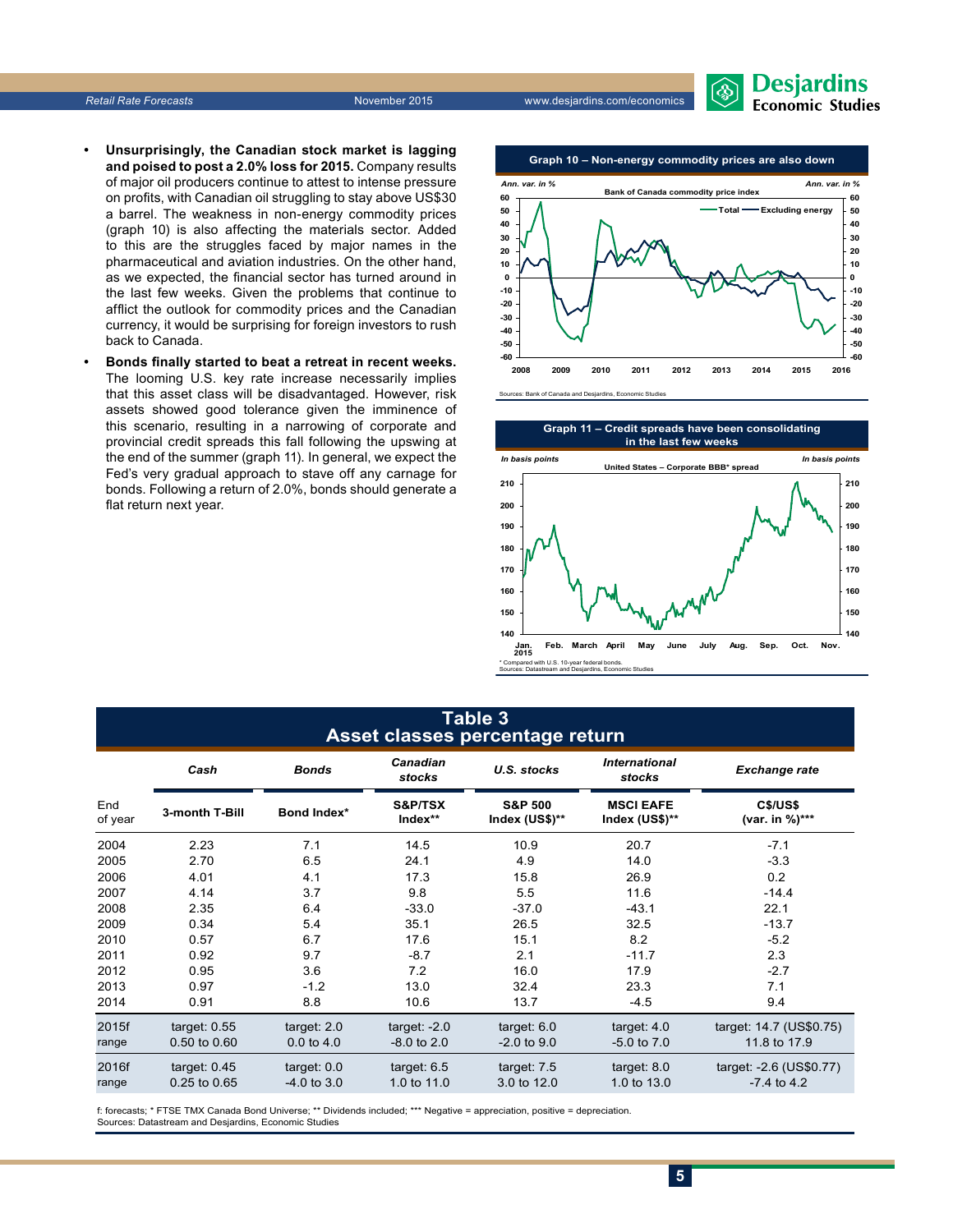- **Unsurprisingly, the Canadian stock market is lagging and poised to post a 2.0% loss for 2015.** Company results of major oil producers continue to attest to intense pressure on profits, with Canadian oil struggling to stay above US$30 a barrel. The weakness in non-energy commodity prices (graph 10) is also affecting the materials sector. Added to this are the struggles faced by major names in the pharmaceutical and aviation industries. On the other hand, as we expected, the financial sector has turned around in the last few weeks. Given the problems that continue to afflict the outlook for commodity prices and the Canadian currency, it would be surprising for foreign investors to rush back to Canada.
- **Bonds finally started to beat a retreat in recent weeks.** The looming U.S. key rate increase necessarily implies that this asset class will be disadvantaged. However, risk assets showed good tolerance given the imminence of this scenario, resulting in a narrowing of corporate and provincial credit spreads this fall following the upswing at the end of the summer (graph 11). In general, we expect the Fed's very gradual approach to stave off any carnage for bonds. Following a return of 2.0%, bonds should generate a flat return next year.

**Graph 10 – Non-energy commodity prices are also down**

Ann. var. in %

Bank of Canada commodity price index

Total — Excluding energy

60, 50, 40, 30, 20, 10, 0, -10, -20, -30, -40, -50, -60

2008, 2009, 2010, 2011, 2012, 2013, 2014, 2015, 2016

Sources: Bank of Canada and Desjardins, Economic Studies

**Graph 11 – Credit spreads have been consolidating in the last few weeks**

In basis points

United States – Corporate BBB* spread

210, 200, 190, 180, 170, 160, 150, 140

Jan. 2015, Feb., March, April, May, June, July, Aug., Sep., Oct., Nov.

* Compared with U.S. 10-year federal bonds.
Sources: Datastream and Desjardins, Economic Studies

## Table 3
## Asset classes percentage return

| | Cash | Bonds | Canadian stocks | U.S. stocks | International stocks | Exchange rate |
|---|---|---|---|---|---|---|
| End of year | 3-month T-Bill | Bond Index* | S&P/TSX Index** | S&P 500 Index (US$)** | MSCI EAFE Index (US$)** | C$/US$ (var. in %)*** |
| 2004 | 2.23 | 7.1 | 14.5 | 10.9 | 20.7 | -7.1 |
| 2005 | 2.70 | 6.5 | 24.1 | 4.9 | 14.0 | -3.3 |
| 2006 | 4.01 | 4.1 | 17.3 | 15.8 | 26.9 | 0.2 |
| 2007 | 4.14 | 3.7 | 9.8 | 5.5 | 11.6 | -14.4 |
| 2008 | 2.35 | 6.4 | -33.0 | -37.0 | -43.1 | 22.1 |
| 2009 | 0.34 | 5.4 | 35.1 | 26.5 | 32.5 | -13.7 |
| 2010 | 0.57 | 6.7 | 17.6 | 15.1 | 8.2 | -5.2 |
| 2011 | 0.92 | 9.7 | -8.7 | 2.1 | -11.7 | 2.3 |
| 2012 | 0.95 | 3.6 | 7.2 | 16.0 | 17.9 | -2.7 |
| 2013 | 0.97 | -1.2 | 13.0 | 32.4 | 23.3 | 7.1 |
| 2014 | 0.91 | 8.8 | 10.6 | 13.7 | -4.5 | 9.4 |
| 2015f | target: 0.55 | target: 2.0 | target: -2.0 | target: 6.0 | target: 4.0 | target: 14.7 (US$0.75) |
| range | 0.50 to 0.60 | 0.0 to 4.0 | -8.0 to 2.0 | -2.0 to 9.0 | -5.0 to 7.0 | 11.8 to 17.9 |
| 2016f | target: 0.45 | target: 0.0 | target: 6.5 | target: 7.5 | target: 8.0 | target: -2.6 (US$0.77) |
| range | 0.25 to 0.65 | -4.0 to 3.0 | 1.0 to 11.0 | 3.0 to 12.0 | 1.0 to 13.0 | -7.4 to 4.2 |

f: forecasts; * FTSE TMX Canada Bond Universe; ** Dividends included; *** Negative = appreciation, positive = depreciation.
Sources: Datastream and Desjardins, Economic Studies